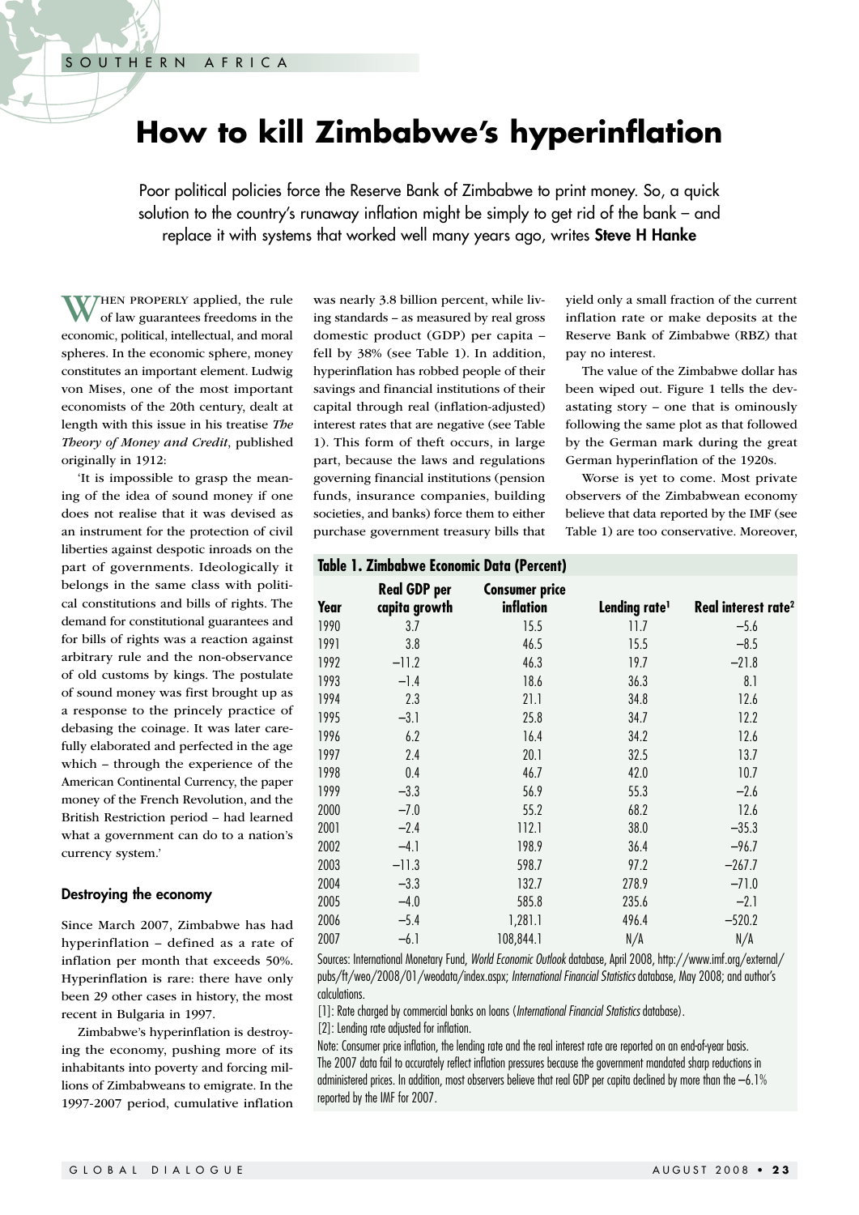SOUTHERN AFRICA

# How to kill Zimbabwe's hyperinflation

Poor political policies force the Reserve Bank of Zimbabwe to print money. So, a quick solution to the country's runaway inflation might be simply to get rid of the bank – and replace it with systems that worked well many years ago, writes **Steve H Hanke**

When properly applied, the rule of law guarantees freedoms in the economic, political, intellectual, and moral spheres. In the economic sphere, money constitutes an important element. Ludwig von Mises, one of the most important economists of the 20th century, dealt at length with this issue in his treatise *The Theory of Money and Credit*, published originally in 1912:

'It is impossible to grasp the meaning of the idea of sound money if one does not realise that it was devised as an instrument for the protection of civil liberties against despotic inroads on the part of governments. Ideologically it belongs in the same class with political constitutions and bills of rights. The demand for constitutional guarantees and for bills of rights was a reaction against arbitrary rule and the non-observance of old customs by kings. The postulate of sound money was first brought up as a response to the princely practice of debasing the coinage. It was later carefully elaborated and perfected in the age which – through the experience of the American Continental Currency, the paper money of the French Revolution, and the British Restriction period – had learned what a government can do to a nation's currency system.'

### Destroying the economy

Since March 2007, Zimbabwe has had hyperinflation – defined as a rate of inflation per month that exceeds 50%. Hyperinflation is rare: there have only been 29 other cases in history, the most recent in Bulgaria in 1997.

Zimbabwe's hyperinflation is destroying the economy, pushing more of its inhabitants into poverty and forcing millions of Zimbabweans to emigrate. In the 1997-2007 period, cumulative inflation was nearly 3.8 billion percent, while living standards – as measured by real gross domestic product (GDP) per capita – fell by 38% (see Table 1). In addition, hyperinflation has robbed people of their savings and financial institutions of their capital through real (inflation-adjusted) interest rates that are negative (see Table 1). This form of theft occurs, in large part, because the laws and regulations governing financial institutions (pension funds, insurance companies, building societies, and banks) force them to either purchase government treasury bills that yield only a small fraction of the current inflation rate or make deposits at the Reserve Bank of Zimbabwe (RBZ) that pay no interest.

The value of the Zimbabwe dollar has been wiped out. Figure 1 tells the devastating story – one that is ominously following the same plot as that followed by the German mark during the great German hyperinflation of the 1920s.

Worse is yet to come. Most private observers of the Zimbabwean economy believe that data reported by the IMF (see Table 1) are too conservative. Moreover,

**Table 1. Zimbabwe Economic Data (Percent)**

| Year | Real GDP per capita growth | Consumer price inflation | Lending rate[1] | Real interest rate[2] |
|---|---|---|---|---|
| 1990 | 3.7 | 15.5 | 11.7 | −5.6 |
| 1991 | 3.8 | 46.5 | 15.5 | −8.5 |
| 1992 | −11.2 | 46.3 | 19.7 | −21.8 |
| 1993 | −1.4 | 18.6 | 36.3 | 8.1 |
| 1994 | 2.3 | 21.1 | 34.8 | 12.6 |
| 1995 | −3.1 | 25.8 | 34.7 | 12.2 |
| 1996 | 6.2 | 16.4 | 34.2 | 12.6 |
| 1997 | 2.4 | 20.1 | 32.5 | 13.7 |
| 1998 | 0.4 | 46.7 | 42.0 | 10.7 |
| 1999 | −3.3 | 56.9 | 55.3 | −2.6 |
| 2000 | −7.0 | 55.2 | 68.2 | 12.6 |
| 2001 | −2.4 | 112.1 | 38.0 | −35.3 |
| 2002 | −4.1 | 198.9 | 36.4 | −96.7 |
| 2003 | −11.3 | 598.7 | 97.2 | −267.7 |
| 2004 | −3.3 | 132.7 | 278.9 | −71.0 |
| 2005 | −4.0 | 585.8 | 235.6 | −2.1 |
| 2006 | −5.4 | 1,281.1 | 496.4 | −520.2 |
| 2007 | −6.1 | 108,844.1 | N/A | N/A |

Sources: International Monetary Fund, *World Economic Outlook* database, April 2008, http://www.imf.org/external/pubs/ft/weo/2008/01/weodata/index.aspx; *International Financial Statistics* database, May 2008; and author's calculations.

[1]: Rate charged by commercial banks on loans (*International Financial Statistics* database).

[2]: Lending rate adjusted for inflation.

Note: Consumer price inflation, the lending rate and the real interest rate are reported on an end-of-year basis. The 2007 data fail to accurately reflect inflation pressures because the government mandated sharp reductions in administered prices. In addition, most observers believe that real GDP per capita declined by more than the −6.1% reported by the IMF for 2007.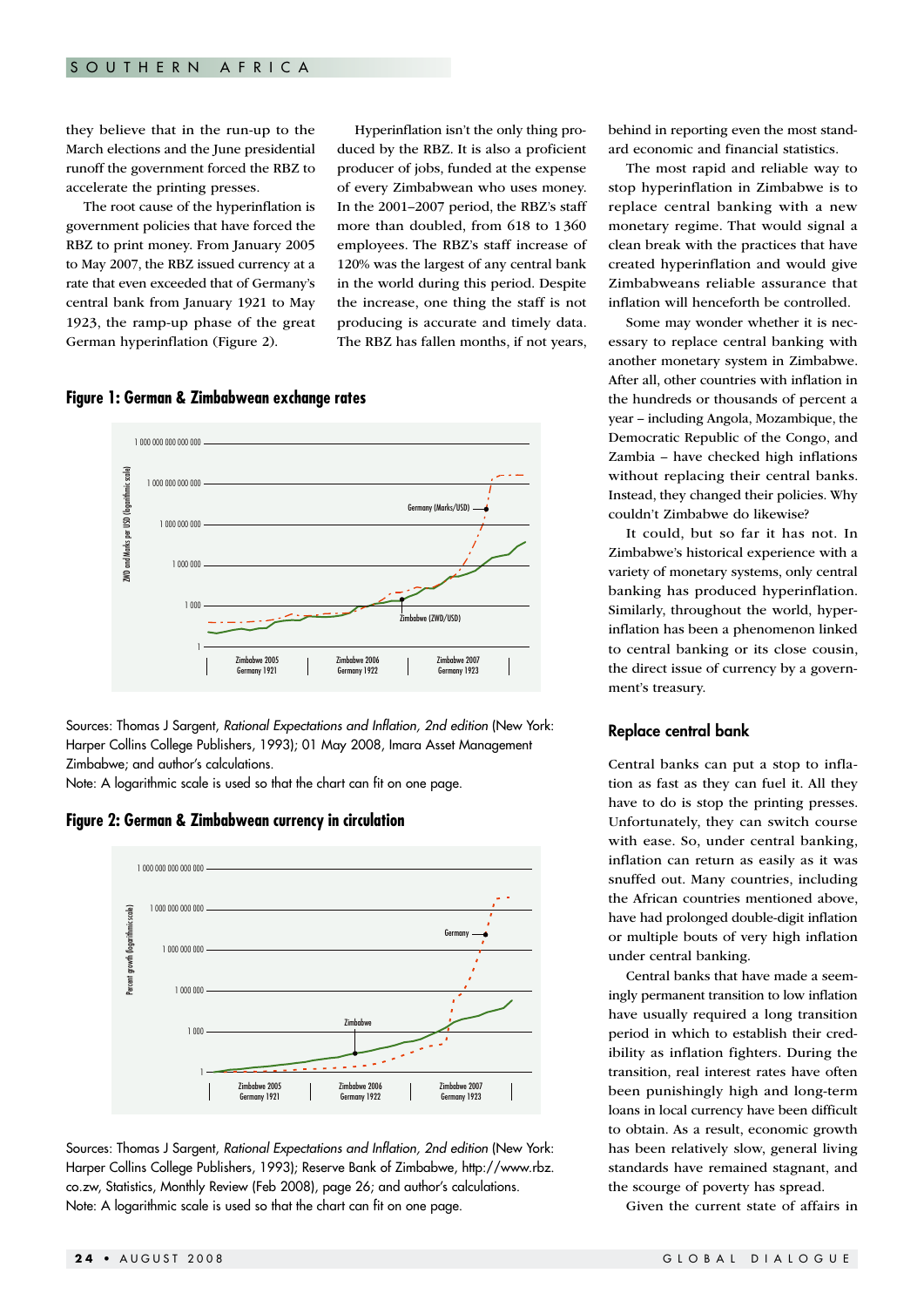they believe that in the run-up to the March elections and the June presidential runoff the government forced the RBZ to accelerate the printing presses.

The root cause of the hyperinflation is government policies that have forced the RBZ to print money. From January 2005 to May 2007, the RBZ issued currency at a rate that even exceeded that of Germany's central bank from January 1921 to May 1923, the ramp-up phase of the great German hyperinflation (Figure 2).

Hyperinflation isn't the only thing produced by the RBZ. It is also a proficient producer of jobs, funded at the expense of every Zimbabwean who uses money. In the 2001–2007 period, the RBZ's staff more than doubled, from 618 to 1 360 employees. The RBZ's staff increase of 120% was the largest of any central bank in the world during this period. Despite the increase, one thing the staff is not producing is accurate and timely data. The RBZ has fallen months, if not years, behind in reporting even the most standard economic and financial statistics.

The most rapid and reliable way to stop hyperinflation in Zimbabwe is to replace central banking with a new monetary regime. That would signal a clean break with the practices that have created hyperinflation and would give Zimbabweans reliable assurance that inflation will henceforth be controlled.

Some may wonder whether it is necessary to replace central banking with another monetary system in Zimbabwe. After all, other countries with inflation in the hundreds or thousands of percent a year – including Angola, Mozambique, the Democratic Republic of the Congo, and Zambia – have checked high inflations without replacing their central banks. Instead, they changed their policies. Why couldn't Zimbabwe do likewise?

It could, but so far it has not. In Zimbabwe's historical experience with a variety of monetary systems, only central banking has produced hyperinflation. Similarly, throughout the world, hyperinflation has been a phenomenon linked to central banking or its close cousin, the direct issue of currency by a government's treasury.

**Figure 1: German & Zimbabwean exchange rates**

1 000 000 000 000 000
1 000 000 000 000
1 000 000 000
1 000 000
1 000
1
ZWD and Marks per USD (logarithmic scale)
Germany (Marks/USD)
Zimbabwe (ZWD/USD)
Zimbabwe 2005 Germany 1921
Zimbabwe 2006 Germany 1922
Zimbabwe 2007 Germany 1923

Sources: Thomas J Sargent, *Rational Expectations and Inflation, 2nd edition* (New York: Harper Collins College Publishers, 1993); 01 May 2008, Imara Asset Management Zimbabwe; and author's calculations.
Note: A logarithmic scale is used so that the chart can fit on one page.

**Figure 2: German & Zimbabwean currency in circulation**

1 000 000 000 000 000
1 000 000 000 000
1 000 000 000
1 000 000
1 000
1
Percent growth (logarithmic scale)
Germany
Zimbabwe
Zimbabwe 2005 Germany 1921
Zimbabwe 2006 Germany 1922
Zimbabwe 2007 Germany 1923

Sources: Thomas J Sargent, *Rational Expectations and Inflation, 2nd edition* (New York: Harper Collins College Publishers, 1993); Reserve Bank of Zimbabwe, http://www.rbz.co.zw, Statistics, Monthly Review (Feb 2008), page 26; and author's calculations.
Note: A logarithmic scale is used so that the chart can fit on one page.

## Replace central bank

Central banks can put a stop to inflation as fast as they can fuel it. All they have to do is stop the printing presses. Unfortunately, they can switch course with ease. So, under central banking, inflation can return as easily as it was snuffed out. Many countries, including the African countries mentioned above, have had prolonged double-digit inflation or multiple bouts of very high inflation under central banking.

Central banks that have made a seemingly permanent transition to low inflation have usually required a long transition period in which to establish their credibility as inflation fighters. During the transition, real interest rates have often been punishingly high and long-term loans in local currency have been difficult to obtain. As a result, economic growth has been relatively slow, general living standards have remained stagnant, and the scourge of poverty has spread.

Given the current state of affairs in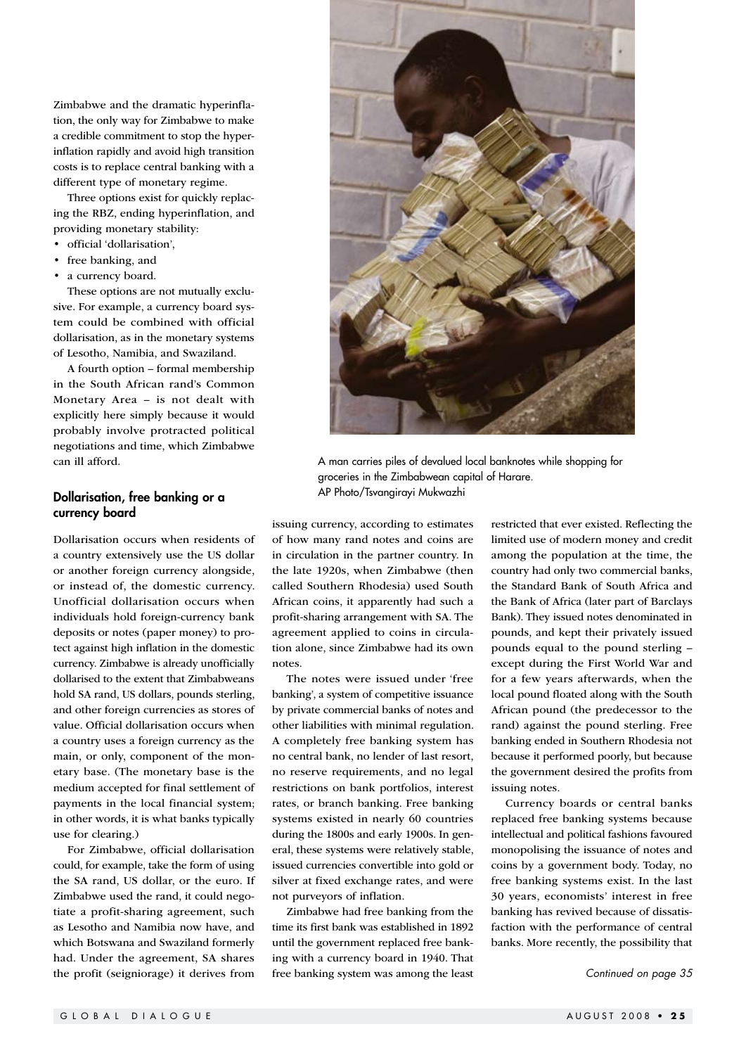Zimbabwe and the dramatic hyperinflation, the only way for Zimbabwe to make a credible commitment to stop the hyperinflation rapidly and avoid high transition costs is to replace central banking with a different type of monetary regime.

Three options exist for quickly replacing the RBZ, ending hyperinflation, and providing monetary stability:

- official 'dollarisation',
- free banking, and
- a currency board.

These options are not mutually exclusive. For example, a currency board system could be combined with official dollarisation, as in the monetary systems of Lesotho, Namibia, and Swaziland.

A fourth option – formal membership in the South African rand's Common Monetary Area – is not dealt with explicitly here simply because it would probably involve protracted political negotiations and time, which Zimbabwe can ill afford.

A man carries piles of devalued local banknotes while shopping for groceries in the Zimbabwean capital of Harare.
AP Photo/Tsvangirayi Mukwazhi

### Dollarisation, free banking or a currency board

Dollarisation occurs when residents of a country extensively use the US dollar or another foreign currency alongside, or instead of, the domestic currency. Unofficial dollarisation occurs when individuals hold foreign-currency bank deposits or notes (paper money) to protect against high inflation in the domestic currency. Zimbabwe is already unofficially dollarised to the extent that Zimbabweans hold SA rand, US dollars, pounds sterling, and other foreign currencies as stores of value. Official dollarisation occurs when a country uses a foreign currency as the main, or only, component of the monetary base. (The monetary base is the medium accepted for final settlement of payments in the local financial system; in other words, it is what banks typically use for clearing.)

For Zimbabwe, official dollarisation could, for example, take the form of using the SA rand, US dollar, or the euro. If Zimbabwe used the rand, it could negotiate a profit-sharing agreement, such as Lesotho and Namibia now have, and which Botswana and Swaziland formerly had. Under the agreement, SA shares the profit (seigniorage) it derives from issuing currency, according to estimates of how many rand notes and coins are in circulation in the partner country. In the late 1920s, when Zimbabwe (then called Southern Rhodesia) used South African coins, it apparently had such a profit-sharing arrangement with SA. The agreement applied to coins in circulation alone, since Zimbabwe had its own notes.

The notes were issued under 'free banking', a system of competitive issuance by private commercial banks of notes and other liabilities with minimal regulation. A completely free banking system has no central bank, no lender of last resort, no reserve requirements, and no legal restrictions on bank portfolios, interest rates, or branch banking. Free banking systems existed in nearly 60 countries during the 1800s and early 1900s. In general, these systems were relatively stable, issued currencies convertible into gold or silver at fixed exchange rates, and were not purveyors of inflation.

Zimbabwe had free banking from the time its first bank was established in 1892 until the government replaced free banking with a currency board in 1940. That free banking system was among the least restricted that ever existed. Reflecting the limited use of modern money and credit among the population at the time, the country had only two commercial banks, the Standard Bank of South Africa and the Bank of Africa (later part of Barclays Bank). They issued notes denominated in pounds, and kept their privately issued pounds equal to the pound sterling – except during the First World War and for a few years afterwards, when the local pound floated along with the South African pound (the predecessor to the rand) against the pound sterling. Free banking ended in Southern Rhodesia not because it performed poorly, but because the government desired the profits from issuing notes.

Currency boards or central banks replaced free banking systems because intellectual and political fashions favoured monopolising the issuance of notes and coins by a government body. Today, no free banking systems exist. In the last 30 years, economists' interest in free banking has revived because of dissatisfaction with the performance of central banks. More recently, the possibility that

*Continued on page 35*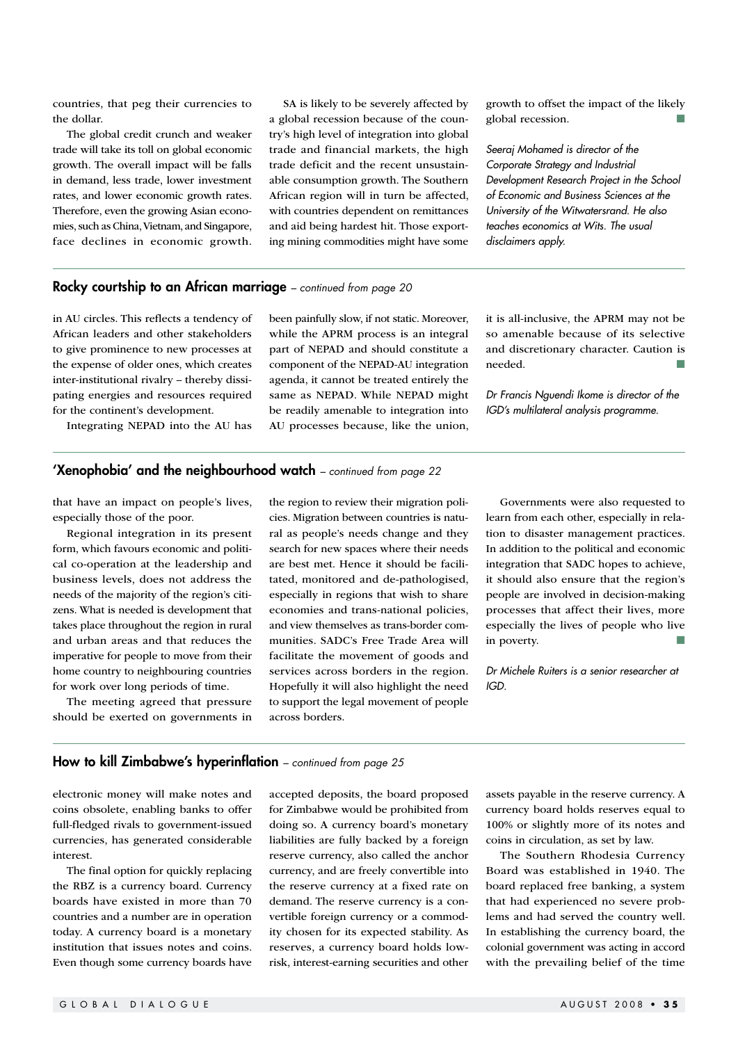countries, that peg their currencies to the dollar.

The global credit crunch and weaker trade will take its toll on global economic growth. The overall impact will be falls in demand, less trade, lower investment rates, and lower economic growth rates. Therefore, even the growing Asian economies, such as China, Vietnam, and Singapore, face declines in economic growth.

SA is likely to be severely affected by a global recession because of the country's high level of integration into global trade and financial markets, the high trade deficit and the recent unsustainable consumption growth. The Southern African region will in turn be affected, with countries dependent on remittances and aid being hardest hit. Those exporting mining commodities might have some growth to offset the impact of the likely global recession. ■

*Seeraj Mohamed is director of the Corporate Strategy and Industrial Development Research Project in the School of Economic and Business Sciences at the University of the Witwatersrand. He also teaches economics at Wits. The usual disclaimers apply.*

## Rocky courtship to an African marriage – *continued from page 20*

in AU circles. This reflects a tendency of African leaders and other stakeholders to give prominence to new processes at the expense of older ones, which creates inter-institutional rivalry – thereby dissipating energies and resources required for the continent's development.

Integrating NEPAD into the AU has been painfully slow, if not static. Moreover, while the APRM process is an integral part of NEPAD and should constitute a component of the NEPAD-AU integration agenda, it cannot be treated entirely the same as NEPAD. While NEPAD might be readily amenable to integration into AU processes because, like the union, it is all-inclusive, the APRM may not be so amenable because of its selective and discretionary character. Caution is needed. ■

*Dr Francis Nguendi Ikome is director of the IGD's multilateral analysis programme.*

## 'Xenophobia' and the neighbourhood watch – *continued from page 22*

that have an impact on people's lives, especially those of the poor.

Regional integration in its present form, which favours economic and political co-operation at the leadership and business levels, does not address the needs of the majority of the region's citizens. What is needed is development that takes place throughout the region in rural and urban areas and that reduces the imperative for people to move from their home country to neighbouring countries for work over long periods of time.

The meeting agreed that pressure should be exerted on governments in the region to review their migration policies. Migration between countries is natural as people's needs change and they search for new spaces where their needs are best met. Hence it should be facilitated, monitored and de-pathologised, especially in regions that wish to share economies and trans-national policies, and view themselves as trans-border communities. SADC's Free Trade Area will facilitate the movement of goods and services across borders in the region. Hopefully it will also highlight the need to support the legal movement of people across borders.

Governments were also requested to learn from each other, especially in relation to disaster management practices. In addition to the political and economic integration that SADC hopes to achieve, it should also ensure that the region's people are involved in decision-making processes that affect their lives, more especially the lives of people who live in poverty. ■

*Dr Michele Ruiters is a senior researcher at IGD.*

## How to kill Zimbabwe's hyperinflation – *continued from page 25*

electronic money will make notes and coins obsolete, enabling banks to offer full-fledged rivals to government-issued currencies, has generated considerable interest.

The final option for quickly replacing the RBZ is a currency board. Currency boards have existed in more than 70 countries and a number are in operation today. A currency board is a monetary institution that issues notes and coins. Even though some currency boards have accepted deposits, the board proposed for Zimbabwe would be prohibited from doing so. A currency board's monetary liabilities are fully backed by a foreign reserve currency, also called the anchor currency, and are freely convertible into the reserve currency at a fixed rate on demand. The reserve currency is a convertible foreign currency or a commodity chosen for its expected stability. As reserves, a currency board holds low-risk, interest-earning securities and other assets payable in the reserve currency. A currency board holds reserves equal to 100% or slightly more of its notes and coins in circulation, as set by law.

The Southern Rhodesia Currency Board was established in 1940. The board replaced free banking, a system that had experienced no severe problems and had served the country well. In establishing the currency board, the colonial government was acting in accord with the prevailing belief of the time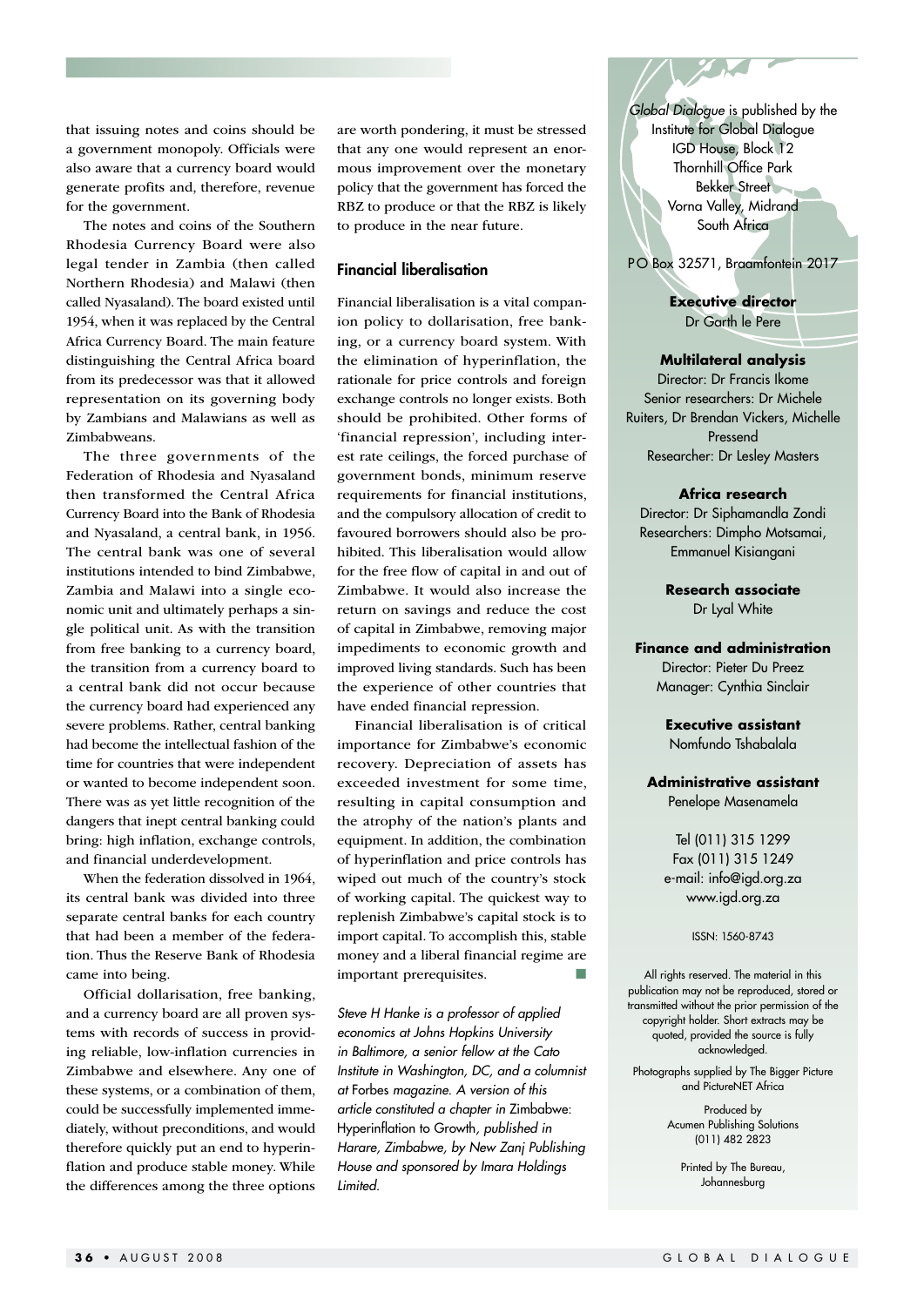that issuing notes and coins should be a government monopoly. Officials were also aware that a currency board would generate profits and, therefore, revenue for the government.

The notes and coins of the Southern Rhodesia Currency Board were also legal tender in Zambia (then called Northern Rhodesia) and Malawi (then called Nyasaland). The board existed until 1954, when it was replaced by the Central Africa Currency Board. The main feature distinguishing the Central Africa board from its predecessor was that it allowed representation on its governing body by Zambians and Malawians as well as Zimbabweans.

The three governments of the Federation of Rhodesia and Nyasaland then transformed the Central Africa Currency Board into the Bank of Rhodesia and Nyasaland, a central bank, in 1956. The central bank was one of several institutions intended to bind Zimbabwe, Zambia and Malawi into a single economic unit and ultimately perhaps a single political unit. As with the transition from free banking to a currency board, the transition from a currency board to a central bank did not occur because the currency board had experienced any severe problems. Rather, central banking had become the intellectual fashion of the time for countries that were independent or wanted to become independent soon. There was as yet little recognition of the dangers that inept central banking could bring: high inflation, exchange controls, and financial underdevelopment.

When the federation dissolved in 1964, its central bank was divided into three separate central banks for each country that had been a member of the federation. Thus the Reserve Bank of Rhodesia came into being.

Official dollarisation, free banking, and a currency board are all proven systems with records of success in providing reliable, low-inflation currencies in Zimbabwe and elsewhere. Any one of these systems, or a combination of them, could be successfully implemented immediately, without preconditions, and would therefore quickly put an end to hyperinflation and produce stable money. While the differences among the three options are worth pondering, it must be stressed that any one would represent an enormous improvement over the monetary policy that the government has forced the RBZ to produce or that the RBZ is likely to produce in the near future.

## Financial liberalisation

Financial liberalisation is a vital companion policy to dollarisation, free banking, or a currency board system. With the elimination of hyperinflation, the rationale for price controls and foreign exchange controls no longer exists. Both should be prohibited. Other forms of 'financial repression', including interest rate ceilings, the forced purchase of government bonds, minimum reserve requirements for financial institutions, and the compulsory allocation of credit to favoured borrowers should also be prohibited. This liberalisation would allow for the free flow of capital in and out of Zimbabwe. It would also increase the return on savings and reduce the cost of capital in Zimbabwe, removing major impediments to economic growth and improved living standards. Such has been the experience of other countries that have ended financial repression.

Financial liberalisation is of critical importance for Zimbabwe's economic recovery. Depreciation of assets has exceeded investment for some time, resulting in capital consumption and the atrophy of the nation's plants and equipment. In addition, the combination of hyperinflation and price controls has wiped out much of the country's stock of working capital. The quickest way to replenish Zimbabwe's capital stock is to import capital. To accomplish this, stable money and a liberal financial regime are important prerequisites. ■

*Steve H Hanke is a professor of applied economics at Johns Hopkins University in Baltimore, a senior fellow at the Cato Institute in Washington, DC, and a columnist at* Forbes *magazine. A version of this article constituted a chapter in* Zimbabwe: Hyperinflation to Growth, *published in Harare, Zimbabwe, by New Zanj Publishing House and sponsored by Imara Holdings Limited.*

---

*Global Dialogue* is published by the Institute for Global Dialogue
IGD House, Block 12
Thornhill Office Park
Bekker Street
Vorna Valley, Midrand
South Africa

PO Box 32571, Braamfontein 2017

**Executive director**
Dr Garth le Pere

**Multilateral analysis**
Director: Dr Francis Ikome
Senior researchers: Dr Michele Ruiters, Dr Brendan Vickers, Michelle Pressend
Researcher: Dr Lesley Masters

**Africa research**
Director: Dr Siphamandla Zondi
Researchers: Dimpho Motsamai, Emmanuel Kisiangani

**Research associate**
Dr Lyal White

**Finance and administration**
Director: Pieter Du Preez
Manager: Cynthia Sinclair

**Executive assistant**
Nomfundo Tshabalala

**Administrative assistant**
Penelope Masenamela

Tel (011) 315 1299
Fax (011) 315 1249
e-mail: info@igd.org.za
www.igd.org.za

ISSN: 1560-8743

All rights reserved. The material in this publication may not be reproduced, stored or transmitted without the prior permission of the copyright holder. Short extracts may be quoted, provided the source is fully acknowledged.

Photographs supplied by The Bigger Picture and PictureNET Africa

Produced by
Acumen Publishing Solutions
(011) 482 2823

Printed by The Bureau,
Johannesburg